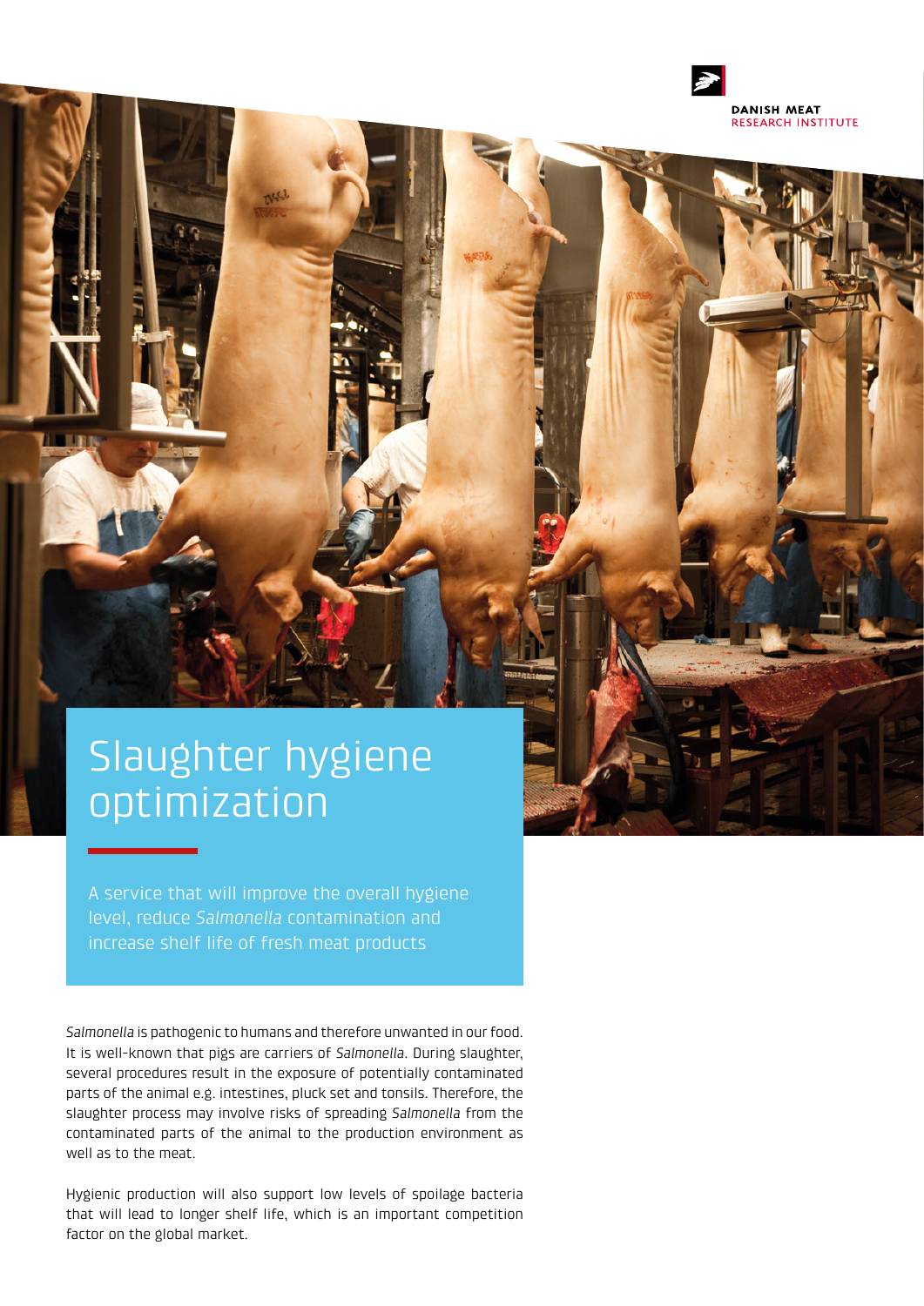DANISH MEAT
RESEARCH INSTITUTE

# Slaughter hygiene optimization

A service that will improve the overall hygiene level, reduce *Salmonella* contamination and increase shelf life of fresh meat products

*Salmonella* is pathogenic to humans and therefore unwanted in our food. It is well-known that pigs are carriers of *Salmonella*. During slaughter, several procedures result in the exposure of potentially contaminated parts of the animal e.g. intestines, pluck set and tonsils. Therefore, the slaughter process may involve risks of spreading *Salmonella* from the contaminated parts of the animal to the production environment as well as to the meat.

Hygienic production will also support low levels of spoilage bacteria that will lead to longer shelf life, which is an important competition factor on the global market.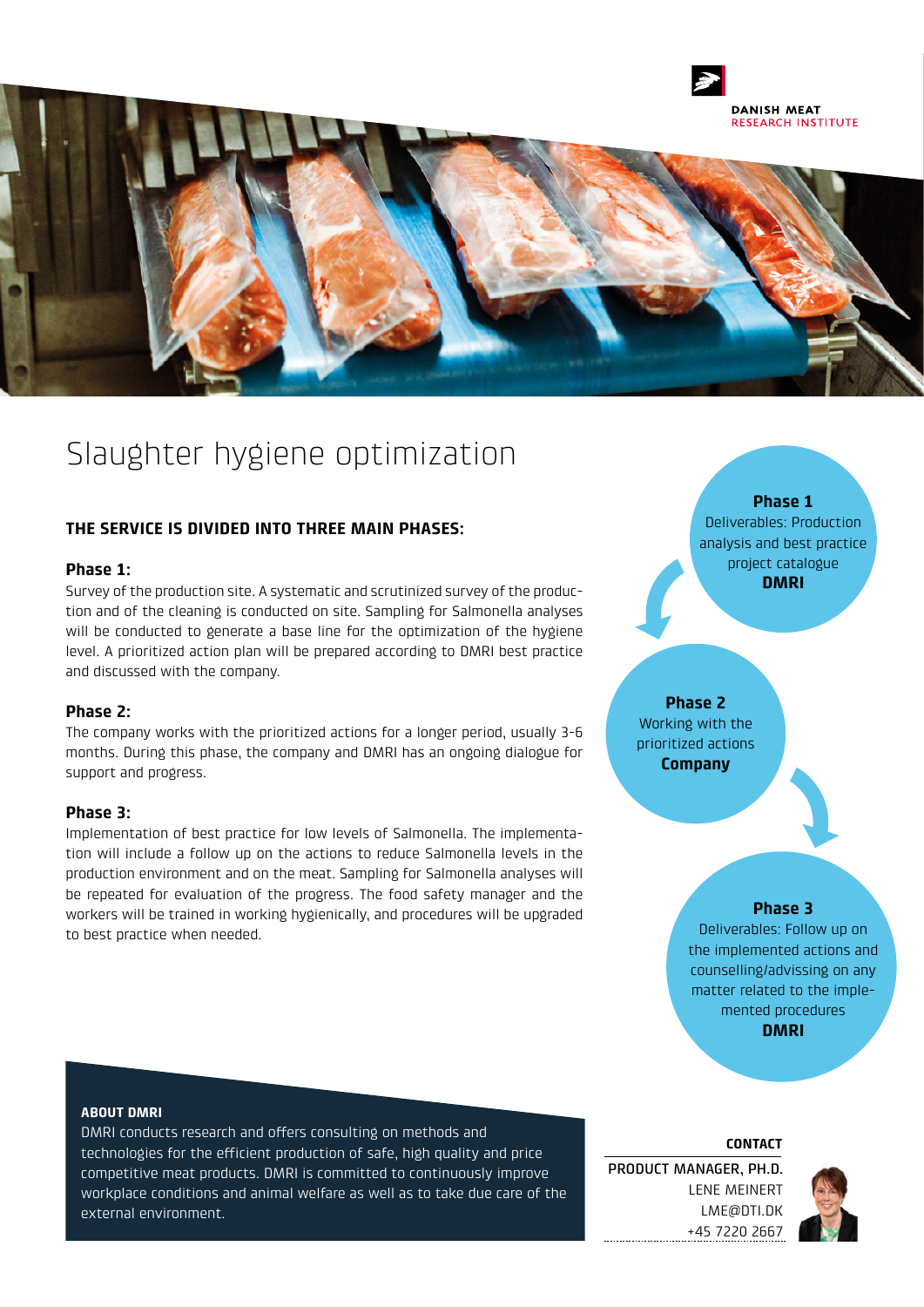DANISH MEAT
RESEARCH INSTITUTE

# Slaughter hygiene optimization

## THE SERVICE IS DIVIDED INTO THREE MAIN PHASES:

### Phase 1:

Survey of the production site. A systematic and scrutinized survey of the production and of the cleaning is conducted on site. Sampling for Salmonella analyses will be conducted to generate a base line for the optimization of the hygiene level. A prioritized action plan will be prepared according to DMRI best practice and discussed with the company.

### Phase 2:

The company works with the prioritized actions for a longer period, usually 3-6 months. During this phase, the company and DMRI has an ongoing dialogue for support and progress.

### Phase 3:

Implementation of best practice for low levels of Salmonella. The implementation will include a follow up on the actions to reduce Salmonella levels in the production environment and on the meat. Sampling for Salmonella analyses will be repeated for evaluation of the progress. The food safety manager and the workers will be trained in working hygienically, and procedures will be upgraded to best practice when needed.

**Phase 1**
Deliverables: Production analysis and best practice project catalogue
**DMRI**

**Phase 2**
Working with the prioritized actions
**Company**

**Phase 3**
Deliverables: Follow up on the implemented actions and counselling/advising on any matter related to the implemented procedures
**DMRI**

**ABOUT DMRI**

DMRI conducts research and offers consulting on methods and technologies for the efficient production of safe, high quality and price competitive meat products. DMRI is committed to continuously improve workplace conditions and animal welfare as well as to take due care of the external environment.

**CONTACT**

PRODUCT MANAGER, PH.D.
LENE MEINERT
LME@DTI.DK
+45 7220 2667